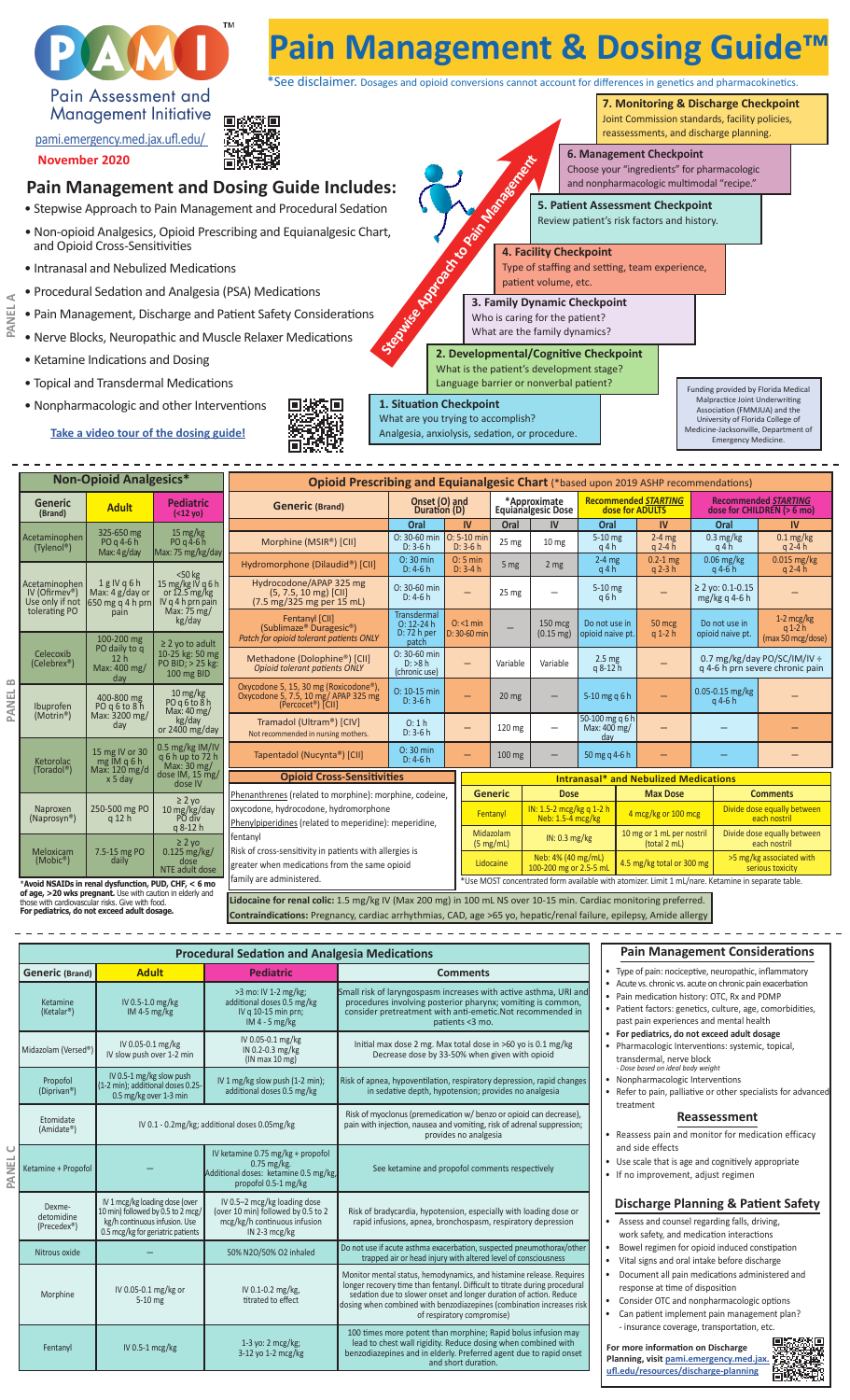# Pain Management & Dosing Guide™

*See disclaimer. Dosages and opioid conversions cannot account for differences in genetics and pharmacokinetics.

PAMI™ Pain Assessment and Management Initiative

pami.emergency.med.jax.ufl.edu/

**November 2020**

## Pain Management and Dosing Guide Includes:

- Stepwise Approach to Pain Management and Procedural Sedation
- Non-opioid Analgesics, Opioid Prescribing and Equianalgesic Chart, and Opioid Cross-Sensitivities
- Intranasal and Nebulized Medications
- Procedural Sedation and Analgesia (PSA) Medications
- Pain Management, Discharge and Patient Safety Considerations
- Nerve Blocks, Neuropathic and Muscle Relaxer Medications
- Ketamine Indications and Dosing
- Topical and Transdermal Medications
- Nonpharmacologic and other Interventions

**Take a video tour of the dosing guide!**

### Stepwise Approach to Pain Management

**1. Situation Checkpoint**
What are you trying to accomplish?
Analgesia, anxiolysis, sedation, or procedure.

**2. Developmental/Cognitive Checkpoint**
What is the patient's development stage?
Language barrier or nonverbal patient?

**3. Family Dynamic Checkpoint**
Who is caring for the patient?
What are the family dynamics?

**4. Facility Checkpoint**
Type of staffing and setting, team experience, patient volume, etc.

**5. Patient Assessment Checkpoint**
Review patient's risk factors and history.

**6. Management Checkpoint**
Choose your "ingredients" for pharmacologic and nonpharmacologic multimodal "recipe."

**7. Monitoring & Discharge Checkpoint**
Joint Commission standards, facility policies, reassessments, and discharge planning.

Funding provided by Florida Medical Malpractice Joint Underwriting Association (FMMJUA) and the University of Florida College of Medicine-Jacksonville, Department of Emergency Medicine.

---

## Non-Opioid Analgesics*

| Generic (Brand) | Adult | Pediatric (<12 yo) |
|---|---|---|
| Acetaminophen (Tylenol®) | 325-650 mg PO q 4-6 h Max: 4 g/day | 15 mg/kg PO q 4-6 h Max: 75 mg/kg/day |
| Acetaminophen IV (Ofirmev®) Use only if not tolerating PO | 1 g IV q 6 h Max: 4 g/day or 650 mg q 4 h prn pain | <50 kg 15 mg/kg IV q 6 h or 12.5 mg/kg IV q 4 h prn pain Max: 75 mg/kg/day |
| Celecoxib (Celebrex®) | 100-200 mg PO daily to q 12 h Max: 400 mg/day | ≥ 2 yo to adult 10-25 kg: 50 mg PO BID; > 25 kg: 100 mg BID |
| Ibuprofen (Motrin®) | 400-800 mg PO q 6 to 8 h Max: 3200 mg/day | 10 mg/kg PO q 6 to 8 h Max: 40 mg/kg/day or 2400 mg/day |
| Ketorolac (Toradol®) | 15 mg IV or 30 mg IM q 6 h Max: 120 mg/d x 5 day | 0.5 mg/kg IM/IV q 6 h up to 72 h Max: 30 mg/dose IM, 15 mg/dose IV |
| Naproxen (Naprosyn®) | 250-500 mg PO q 12 h | ≥ 2 yo 10 mg/kg/day PO div q 8-12 h |
| Meloxicam (Mobic®) | 7.5-15 mg PO daily | ≥ 2 yo 0.125 mg/kg/dose NTE adult dose |

***Avoid NSAIDs in renal dysfunction, PUD, CHF, < 6 mo of age, >20 wks pregnant.** Use with caution in elderly and those with cardiovascular risks. Give with food. **For pediatrics, do not exceed adult dosage.**

## Opioid Prescribing and Equianalgesic Chart (*based upon 2019 ASHP recommendations)

| Generic (Brand) | Onset (O) and Duration (D) | | *Approximate Equianalgesic Dose | | Recommended *STARTING* dose for ADULTS | | Recommended *STARTING* dose for CHILDREN (> 6 mo) | |
|---|---|---|---|---|---|---|---|---|
| | Oral | IV | Oral | IV | Oral | IV | Oral | IV |
| Morphine (MSIR®) [CII] | O: 30-60 min D: 3-6 h | O: 5-10 min D: 3-6 h | 25 mg | 10 mg | 5-10 mg q 4 h | 2-4 mg q 2-4 h | 0.3 mg/kg q 4 h | 0.1 mg/kg q 2-4 h |
| Hydromorphone (Dilaudid®) [CII] | O: 30 min D: 4-6 h | O: 5 min D: 3-4 h | 5 mg | 2 mg | 2-4 mg q 4 h | 0.2-1 mg q 2-3 h | 0.06 mg/kg q 4-6 h | 0.015 mg/kg q 2-4 h |
| Hydrocodone/APAP 325 mg (5, 7.5, 10 mg) [CII] (7.5 mg/325 mg per 15 mL) | O: 30-60 min D: 4-6 h | — | 25 mg | — | 5-10 mg q 6 h | — | ≥ 2 yo: 0.1-0.15 mg/kg q 4-6 h | — |
| Fentanyl [CII] (Sublimaze® Duragesic®) *Patch for opioid tolerant patients ONLY* | Transdermal O: 12-24 h D: 72 h per patch | O: <1 min D: 30-60 min | — | 150 mcg (0.15 mg) | Do not use in opioid naive pt. | 50 mcg q 1-2 h | Do not use in opioid naive pt. | 1-2 mcg/kg q 1-2 h (max 50 mcg/dose) |
| Methadone (Dolophine®) [CII] *Opioid tolerant patients ONLY* | O: 30-60 min D: >8 h (chronic use) | — | Variable | Variable | 2.5 mg q 8-12 h | — | 0.7 mg/kg/day PO/SC/IM/IV ÷ q 4-6 h prn severe chronic pain | |
| Oxycodone 5, 15, 30 mg (Roxicodone®), Oxycodone 5, 7.5, 10 mg/ APAP 325 mg (Percocet®) [CII] | O: 10-15 min D: 3-6 h | — | 20 mg | — | 5-10 mg q 6 h | — | 0.05-0.15 mg/kg q 4-6 h | — |
| Tramadol (Ultram®) [CIV] Not recommended in nursing mothers. | O: 1 h D: 3-6 h | — | 120 mg | — | 50-100 mg q 6 h Max: 400 mg/day | — | — | — |
| Tapentadol (Nucynta®) [CII] | O: 30 min D: 4-6 h | — | 100 mg | — | 50 mg q 4-6 h | — | — | — |

### Opioid Cross-Sensitivities

Phenanthrenes (related to morphine): morphine, codeine, oxycodone, hydrocodone, hydromorphone

Phenylpiperidines (related to meperidine): meperidine, fentanyl

Risk of cross-sensitivity in patients with allergies is greater when medications from the same opioid family are administered.

### Intranasal* and Nebulized Medications

| Generic | Dose | Max Dose | Comments |
|---|---|---|---|
| Fentanyl | IN: 1.5-2 mcg/kg q 1-2 h Neb: 1.5-4 mcg/kg | 4 mcg/kg or 100 mcg | Divide dose equally between each nostril |
| Midazolam (5 mg/mL) | IN: 0.3 mg/kg | 10 mg or 1 mL per nostril (total 2 mL) | Divide dose equally between each nostril |
| Lidocaine | Neb: 4% (40 mg/mL) 100-200 mg or 2.5-5 mL | 4.5 mg/kg total or 300 mg | >5 mg/kg associated with serious toxicity |

*Use MOST concentrated form available with atomizer. Limit 1 mL/nare. Ketamine in separate table.

**Lidocaine for renal colic:** 1.5 mg/kg IV (Max 200 mg) in 100 mL NS over 10-15 min. Cardiac monitoring preferred.
**Contraindications:** Pregnancy, cardiac arrhythmias, CAD, age >65 yo, hepatic/renal failure, epilepsy, Amide allergy

---

## Procedural Sedation and Analgesia Medications

| Generic (Brand) | Adult | Pediatric | Comments |
|---|---|---|---|
| Ketamine (Ketalar®) | IV 0.5-1.0 mg/kg IM 4-5 mg/kg | >3 mo: IV 1-2 mg/kg; additional doses 0.5 mg/kg IV q 10-15 min prn; IM 4 - 5 mg/kg | Small risk of laryngospasm increases with active asthma, URI and procedures involving posterior pharynx; vomiting is common, consider pretreatment with anti-emetic. Not recommended in patients <3 mo. |
| Midazolam (Versed®) | IV 0.05-0.1 mg/kg IV slow push over 1-2 min | IV 0.05-0.1 mg/kg IN 0.2-0.3 mg/kg (IN max 10 mg) | Initial max dose 2 mg. Max total dose in >60 yo is 0.1 mg/kg Decrease dose by 33-50% when given with opioid |
| Propofol (Diprivan®) | IV 0.5-1 mg/kg slow push (1-2 min); additional doses 0.25-0.5 mg/kg over 1-3 min | IV 1 mg/kg slow push (1-2 min); additional doses 0.5 mg/kg | Risk of apnea, hypoventilation, respiratory depression, rapid changes in sedative depth, hypotension; provides no analgesia |
| Etomidate (Amidate®) | IV 0.1 - 0.2mg/kg; additional doses 0.05mg/kg | | Risk of myoclonus (premedication w/ benzo or opioid can decrease), pain with injection, nausea and vomiting, risk of adrenal suppression; provides no analgesia |
| Ketamine + Propofol | — | IV ketamine 0.75 mg/kg + propofol 0.75 mg/kg. Additional doses: ketamine 0.5 mg/kg, propofol 0.5-1 mg/kg | See ketamine and propofol comments respectively |
| Dexme-detomidine (Precedex®) | IV 1 mcg/kg loading dose (over 10 min) followed by 0.5 to 2 mcg/kg/h continuous infusion. Use 0.5 mcg/kg for geriatric patients | IV 0.5–2 mcg/kg loading dose (over 10 min) followed by 0.5 to 2 mcg/kg/h continuous infusion IN 2-3 mcg/kg | Risk of bradycardia, hypotension, especially with loading dose or rapid infusions, apnea, bronchospasm, respiratory depression |
| Nitrous oxide | — | 50% N2O/50% O2 inhaled | Do not use if acute asthma exacerbation, suspected pneumothorax/other trapped air or head injury with altered level of consciousness |
| Morphine | IV 0.05-0.1 mg/kg or 5-10 mg | IV 0.1-0.2 mg/kg, titrated to effect | Monitor mental status, hemodynamics, and histamine release. Requires longer recovery time than fentanyl. Difficult to titrate during procedural sedation due to slower onset and longer duration of action. Reduce dosing when combined with benzodiazepines (combination increases risk of respiratory compromise) |
| Fentanyl | IV 0.5-1 mcg/kg | 1-3 yo: 2 mcg/kg; 3-12 yo 1-2 mcg/kg | 100 times more potent than morphine; Rapid bolus infusion may lead to chest wall rigidity. Reduce dosing when combined with benzodiazepines and in elderly. Preferred agent due to rapid onset and short duration. |

## Pain Management Considerations

- Type of pain: nociceptive, neuropathic, inflammatory
- Acute vs. chronic vs. acute on chronic pain exacerbation
- Pain medication history: OTC, Rx and PDMP
- Patient factors: genetics, culture, age, comorbidities, past pain experiences and mental health
- **For pediatrics, do not exceed adult dosage**
- Pharmacologic Interventions: systemic, topical, transdermal, nerve block
  - *Dose based on ideal body weight*
- Nonpharmacologic Interventions
- Refer to pain, palliative or other specialists for advanced treatment

### Reassessment

- Reassess pain and monitor for medication efficacy and side effects
- Use scale that is age and cognitively appropriate
- If no improvement, adjust regimen

### Discharge Planning & Patient Safety

- Assess and counsel regarding falls, driving, work safety, and medication interactions
- Bowel regimen for opioid induced constipation
- Vital signs and oral intake before discharge
- Document all pain medications administered and response at time of disposition
- Consider OTC and nonpharmacologic options
- Can patient implement pain management plan?
  - insurance coverage, transportation, etc.

**For more information on Discharge Planning, visit pami.emergency.med.jax.ufl.edu/resources/discharge-planning**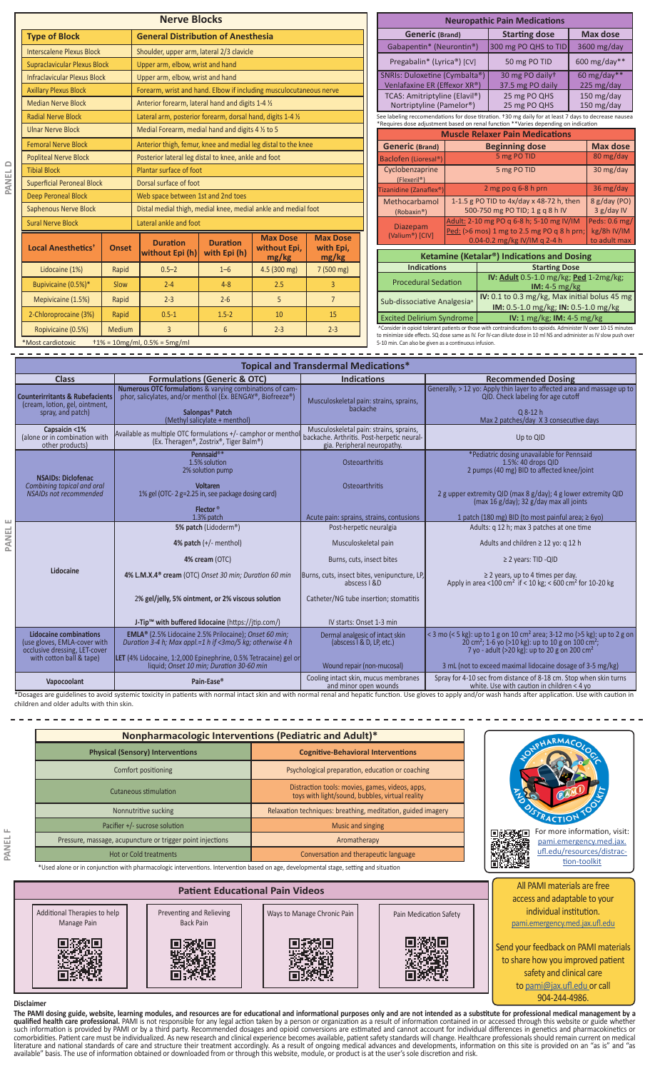PANEL D

## Nerve Blocks

| Type of Block | General Distribution of Anesthesia |
|---|---|
| Interscalene Plexus Block | Shoulder, upper arm, lateral 2/3 clavicle |
| Supraclavicular Plexus Block | Upper arm, elbow, wrist and hand |
| Infraclavicular Plexus Block | Upper arm, elbow, wrist and hand |
| Axillary Plexus Block | Forearm, wrist and hand. Elbow if including musculocutaneous nerve |
| Median Nerve Block | Anterior forearm, lateral hand and digits 1-4 ½ |
| Radial Nerve Block | Lateral arm, posterior forearm, dorsal hand, digits 1-4 ½ |
| Ulnar Nerve Block | Medial Forearm, medial hand and digits 4 ½ to 5 |
| Femoral Nerve Block | Anterior thigh, femur, knee and medial leg distal to the knee |
| Popliteal Nerve Block | Posterior lateral leg distal to knee, ankle and foot |
| Tibial Block | Plantar surface of foot |
| Superficial Peroneal Block | Dorsal surface of foot |
| Deep Peroneal Block | Web space between 1st and 2nd toes |
| Saphenous Nerve Block | Distal medial thigh, medial knee, medial ankle and medial foot |
| Sural Nerve Block | Lateral ankle and foot |

| Local Anesthetics† | Onset | Duration without Epi (h) | Duration with Epi (h) | Max Dose without Epi, mg/kg | Max Dose with Epi, mg/kg |
|---|---|---|---|---|---|
| Lidocaine (1%) | Rapid | 0.5–2 | 1–6 | 4.5 (300 mg) | 7 (500 mg) |
| Bupivacaine (0.5%)* | Slow | 2-4 | 4-8 | 2.5 | 3 |
| Mepivicaine (1.5%) | Rapid | 2-3 | 2-6 | 5 | 7 |
| 2-Chloroprocaine (3%) | Rapid | 0.5-1 | 1.5-2 | 10 | 15 |
| Ropivicaine (0.5%) | Medium | 3 | 6 | 2-3 | 2-3 |

*Most cardiotoxic †1% = 10mg/ml, 0.5% = 5mg/ml

## Neuropathic Pain Medications

| Generic (Brand) | Starting dose | Max dose |
|---|---|---|
| Gabapentin* (Neurontin®) | 300 mg PO QHS to TID | 3600 mg/day |
| Pregabalin* (Lyrica®) [CV] | 50 mg PO TID | 600 mg/day** |
| SNRIs: Duloxetine (Cymbalta®) | 30 mg PO daily† | 60 mg/day** |
| Venlafaxine ER (Effexor XR®) | 37.5 mg PO daily | 225 mg/day |
| TCAS: Amitriptyline (Elavil®) | 25 mg PO QHS | 150 mg/day |
| Nortriptyline (Pamelor®) | 25 mg PO QHS | 150 mg/day |

See labeling reccomendations for dose titration. †30 mg daily for at least 7 days to decrease nausea
*Requires dose adjustment based on renal function **Varies depending on indication

## Muscle Relaxer Pain Medications

| Generic (Brand) | Beginning dose | Max dose |
|---|---|---|
| Baclofen (Lioresal®) | 5 mg PO TID | 80 mg/day |
| Cyclobenzaprine (Flexeril®) | 5 mg PO TID | 30 mg/day |
| Tizanidine (Zanaflex®) | 2 mg po q 6-8 h prn | 36 mg/day |
| Methocarbamol (Robaxin®) | 1-1.5 g PO TID to 4x/day x 48-72 h, then 500-750 mg PO TID; 1 g q 8 h IV | 8 g/day (PO) 3 g/day IV |
| Diazepam (Valium®) [CIV] | Adult: 2-10 mg PO q 6-8 h; 5-10 mg IV/IM Ped: (>6 mos) 1 mg to 2.5 mg PO q 8 h prn; 0.04-0.2 mg/kg IV/IM q 2-4 h | Peds: 0.6 mg/kg/8h IV/IM to adult max |

## Ketamine (Ketalar®) Indications and Dosing

| Indications | Starting Dose |
|---|---|
| Procedural Sedation | IV: Adult 0.5-1.0 mg/kg; Ped 1-2mg/kg; IM: 4-5 mg/kg |
| Sub-dissociative Analgesia^ | IV: 0.1 to 0.3 mg/kg, Max initial bolus 45 mg IM: 0.5-1.0 mg/kg; IN: 0.5-1.0 mg/kg |
| Excited Delirium Syndrome | IV: 1 mg/kg; IM: 4-5 mg/kg |

^Consider in opioid tolerant patients or those with contraindications to opioids. Administer IV over 10-15 minutes to minimize side effects. SQ dose same as IV. For IV-can dilute dose in 10 ml NS and administer as IV slow push over 5-10 min. Can also be given as a continuous infusion.

PANEL E

## Topical and Transdermal Medications*

| Class | Formulations (Generic & OTC) | Indications | Recommended Dosing |
|---|---|---|---|
| Counterirritants & Rubefacients (cream, lotion, gel, ointment, spray, and patch) | Numerous OTC formulations & varying combinations of camphor, salicylates, and/or menthol (Ex. BENGAY®, Biofreeze®) | Musculoskeletal pain: strains, sprains, backache | Generally, > 12 yo: Apply thin layer to affected area and massage up to QID. Check labeling for age cutoff |
| | Salonpas® Patch (Methyl salicylate + menthol) | | Q 8-12 h Max 2 patches/day X 3 consecutive days |
| Capsaicin <1% (alone or in combination with other products) | Available as multiple OTC formulations +/- camphor or menthol (Ex. Theragen®, Zostrix®, Tiger Balm®) | Musculoskeletal pain: strains, sprains, backache. Arthritis. Post-herpetic neuralgia. Peripheral neuropathy. | Up to QID |
| NSAIDs: Diclofenac *Combining topical and oral NSAIDs not recommended* | Pennsaid®* 1.5% solution 2% solution pump | Osteoarthritis | *Pediatric dosing unavailable for Pennsaid 1.5%: 40 drops QID 2 pumps (40 mg) BID to affected knee/joint |
| | Voltaren 1% gel (OTC- 2 g=2.25 in, see package dosing card) | Osteoarthritis | 2 g upper extremity QID (max 8 g/day); 4 g lower extremity QID (max 16 g/day); 32 g/day max all joints |
| | Flector ® 1.3% patch | Acute pain: sprains, strains, contusions | 1 patch (180 mg) BID (to most painful area; ≥ 6yo) |
| Lidocaine | 5% patch (Lidoderm®) | Post-herpetic neuralgia | Adults: q 12 h; max 3 patches at one time |
| | 4% patch (+/- menthol) | Musculoskeletal pain | Adults and children ≥ 12 yo: q 12 h |
| | 4% cream (OTC) | Burns, cuts, insect bites | ≥ 2 years: TID -QID |
| | 4% L.M.X.4® cream (OTC) *Onset 30 min; Duration 60 min* | Burns, cuts, insect bites, venipuncture, LP, abscess I &D | ≥ 2 years, up to 4 times per day. Apply in area <100 cm² if < 10 kg; < 600 cm² for 10-20 kg |
| | 2% gel/jelly, 5% ointment, or 2% viscous solution | Catheter/NG tube insertion; stomatitis | |
| | J-Tip™ with buffered lidocaine (https://jtip.com/) | IV starts: Onset 1-3 min | |
| Lidocaine combinations (use gloves, EMLA-cover with occlusive dressing, LET-cover with cotton ball & tape) | EMLA® (2.5% Lidocaine 2.5% Prilocaine); *Onset 60 min; Duration 3-4 h; Max appl.=1 h if <3mo/5 kg; otherwise 4 h* | Dermal analgesic of intact skin (abscess I & D, LP, etc.) | < 3 mo (< 5 kg): up to 1 g on 10 cm² area; 3-12 mo (>5 kg): up to 2 g on 20 cm²; 1-6 yo (>10 kg): up to 10 g on 100 cm²; 7 yo - adult (>20 kg): up to 20 g on 200 cm² |
| | LET (4% Lidocaine, 1:2,000 Epinephrine, 0.5% Tetracaine) gel or liquid; *Onset 10 min; Duration 30-60 min* | Wound repair (non-mucosal) | 3 mL (not to exceed maximal lidocaine dosage of 3-5 mg/kg) |
| Vapocoolant | Pain-Ease® | Cooling intact skin, mucus membranes and minor open wounds | Spray for 4-10 sec from distance of 8-18 cm. Stop when skin turns white. Use with caution in children < 4 yo |

*Dosages are guidelines to avoid systemic toxicity in patients with normal intact skin and with normal renal and hepatic function. Use gloves to apply and/or wash hands after application. Use with caution in children and older adults with thin skin.

PANEL F

## Nonpharmacologic Interventions (Pediatric and Adult)*

| Physical (Sensory) Interventions | Cognitive-Behavioral Interventions |
|---|---|
| Comfort positioning | Psychological preparation, education or coaching |
| Cutaneous stimulation | Distraction tools: movies, games, videos, apps, toys with light/sound, bubbles, virtual reality |
| Nonnutritive sucking | Relaxation techniques: breathing, meditation, guided imagery |
| Pacifier +/- sucrose solution | Music and singing |
| Pressure, massage, acupuncture or trigger point injections | Aromatherapy |
| Hot or Cold treatments | Conversation and therapeutic language |

*Used alone or in conjunction with pharmacologic interventions. Intervention based on age, developmental stage, setting and situation

NONPHARMACOLOGIC AND DISTRACTION TOOLKIT

For more information, visit: pami.emergency.med.jax.ufl.edu/resources/distraction-toolkit

## Patient Educational Pain Videos

- Additional Therapies to help Manage Pain
- Preventing and Relieving Back Pain
- Ways to Manage Chronic Pain
- Pain Medication Safety

All PAMI materials are free access and adaptable to your individual institution. pami.emergency.med.jax.ufl.edu

Send your feedback on PAMI materials to share how you improved patient safety and clinical care to pami@jax.ufl.edu or call 904-244-4986.

**Disclaimer**

**The PAMI dosing guide, website, learning modules, and resources are for educational and informational purposes only and are not intended as a substitute for professional medical management by a qualified health care professional.** PAMI is not responsible for any legal action taken by a person or organization as a result of information contained in or accessed through this website or guide whether such information is provided by PAMI or by a third party. Recommended dosages and opioid conversions are estimated and cannot account for individual differences in genetics and pharmacokinetics or comorbidities. Patient care must be individualized. As new research and clinical experience becomes available, patient safety standards will change. Healthcare professionals should remain current on medical literature and national standards of care and structure their treatment accordingly. As a result of ongoing medical advances and developments, information on this site is provided on an "as is" and "as available" basis. The use of information obtained or downloaded from or through this website, module, or product is at the user's sole discretion and risk.